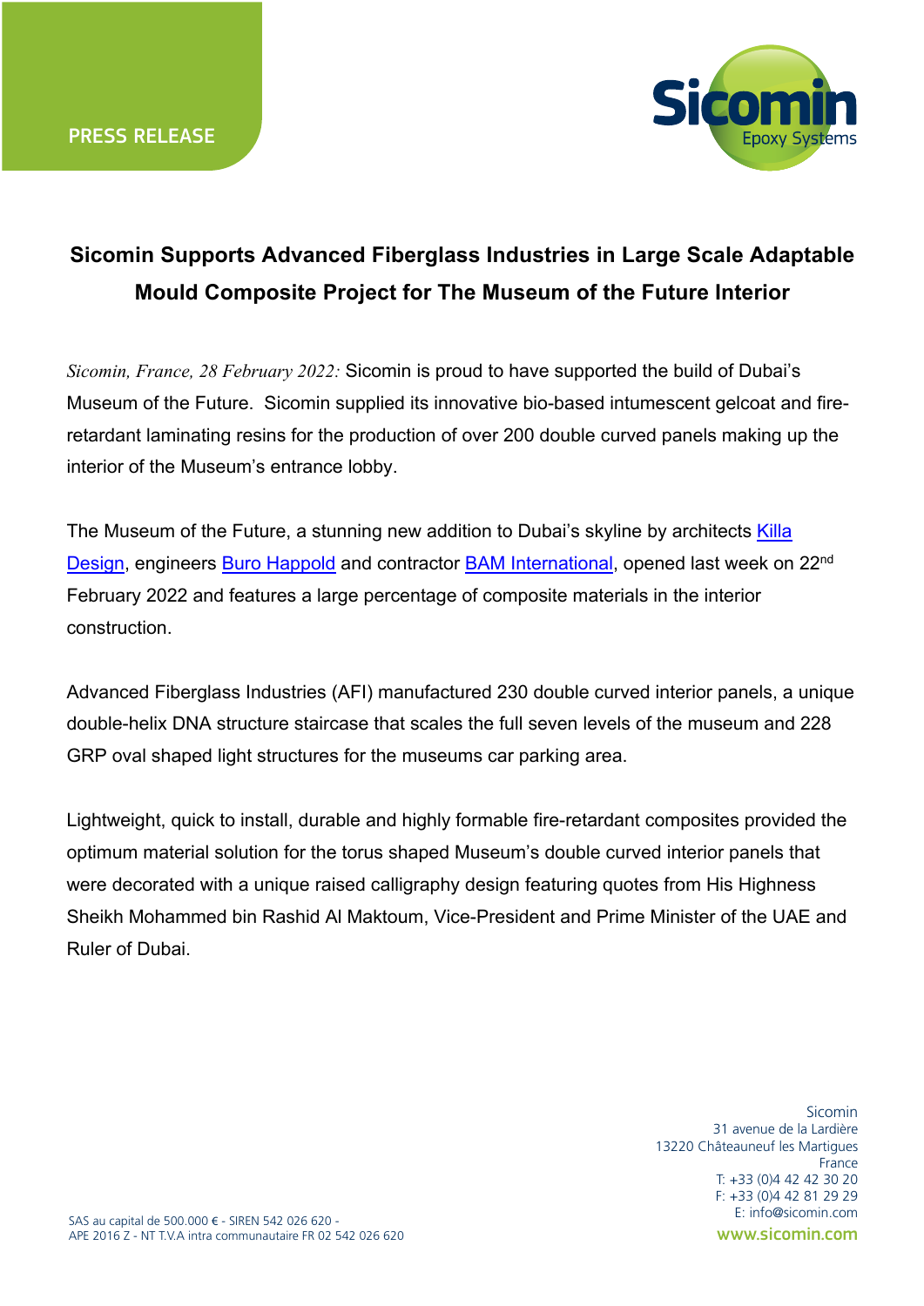PRESS RELEASE

# Sicomin Supports Advanced Fiberglass Industries in Large Scale Adaptable Mould Composite Project for The Museum of the Future Interior

*Sicomin, France, 28 February 2022:* Sicomin is proud to have supported the build of Dubai's Museum of the Future. Sicomin supplied its innovative bio-based intumescent gelcoat and fire-retardant laminating resins for the production of over 200 double curved panels making up the interior of the Museum's entrance lobby.

The Museum of the Future, a stunning new addition to Dubai's skyline by architects Killa Design, engineers Buro Happold and contractor BAM International, opened last week on 22nd February 2022 and features a large percentage of composite materials in the interior construction.

Advanced Fiberglass Industries (AFI) manufactured 230 double curved interior panels, a unique double-helix DNA structure staircase that scales the full seven levels of the museum and 228 GRP oval shaped light structures for the museums car parking area.

Lightweight, quick to install, durable and highly formable fire-retardant composites provided the optimum material solution for the torus shaped Museum's double curved interior panels that were decorated with a unique raised calligraphy design featuring quotes from His Highness Sheikh Mohammed bin Rashid Al Maktoum, Vice-President and Prime Minister of the UAE and Ruler of Dubai.

Sicomin
31 avenue de la Lardière
13220 Châteauneuf les Martigues
France
T: +33 (0)4 42 42 30 20
F: +33 (0)4 42 81 29 29
E: info@sicomin.com
www.sicomin.com

SAS au capital de 500.000 € - SIREN 542 026 620 -
APE 2016 Z - NT T.V.A intra communautaire FR 02 542 026 620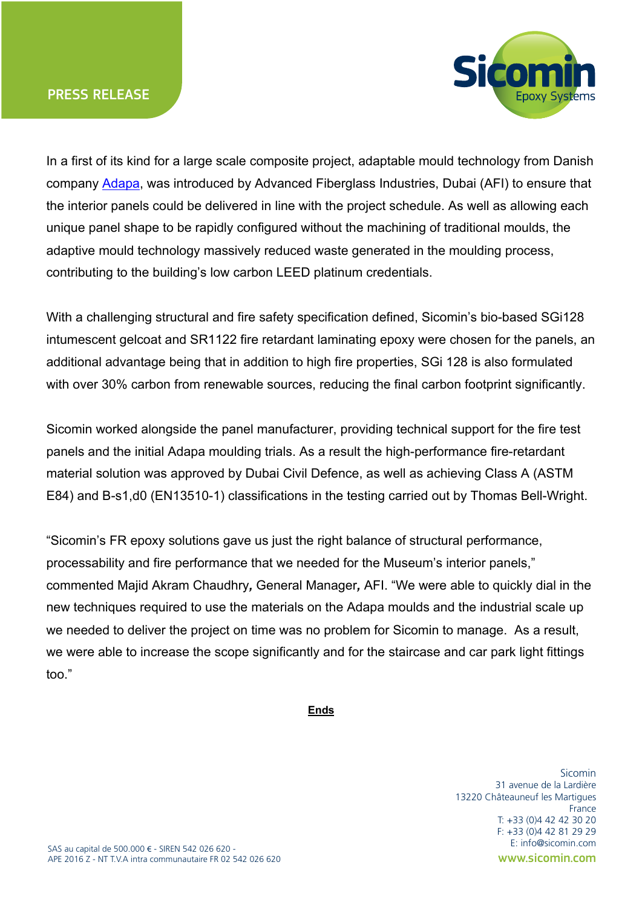In a first of its kind for a large scale composite project, adaptable mould technology from Danish company Adapa, was introduced by Advanced Fiberglass Industries, Dubai (AFI) to ensure that the interior panels could be delivered in line with the project schedule. As well as allowing each unique panel shape to be rapidly configured without the machining of traditional moulds, the adaptive mould technology massively reduced waste generated in the moulding process, contributing to the building's low carbon LEED platinum credentials.

With a challenging structural and fire safety specification defined, Sicomin's bio-based SGi128 intumescent gelcoat and SR1122 fire retardant laminating epoxy were chosen for the panels, an additional advantage being that in addition to high fire properties, SGi 128 is also formulated with over 30% carbon from renewable sources, reducing the final carbon footprint significantly.

Sicomin worked alongside the panel manufacturer, providing technical support for the fire test panels and the initial Adapa moulding trials. As a result the high-performance fire-retardant material solution was approved by Dubai Civil Defence, as well as achieving Class A (ASTM E84) and B-s1,d0 (EN13510-1) classifications in the testing carried out by Thomas Bell-Wright.

"Sicomin's FR epoxy solutions gave us just the right balance of structural performance, processability and fire performance that we needed for the Museum's interior panels," commented Majid Akram Chaudhry, General Manager, AFI. "We were able to quickly dial in the new techniques required to use the materials on the Adapa moulds and the industrial scale up we needed to deliver the project on time was no problem for Sicomin to manage. As a result, we were able to increase the scope significantly and for the staircase and car park light fittings too."

**Ends**

Sicomin
31 avenue de la Lardière
13220 Châteauneuf les Martigues
France
T: +33 (0)4 42 42 30 20
F: +33 (0)4 42 81 29 29
E: info@sicomin.com
www.sicomin.com

SAS au capital de 500.000 € - SIREN 542 026 620 -
APE 2016 Z - NT T.V.A intra communautaire FR 02 542 026 620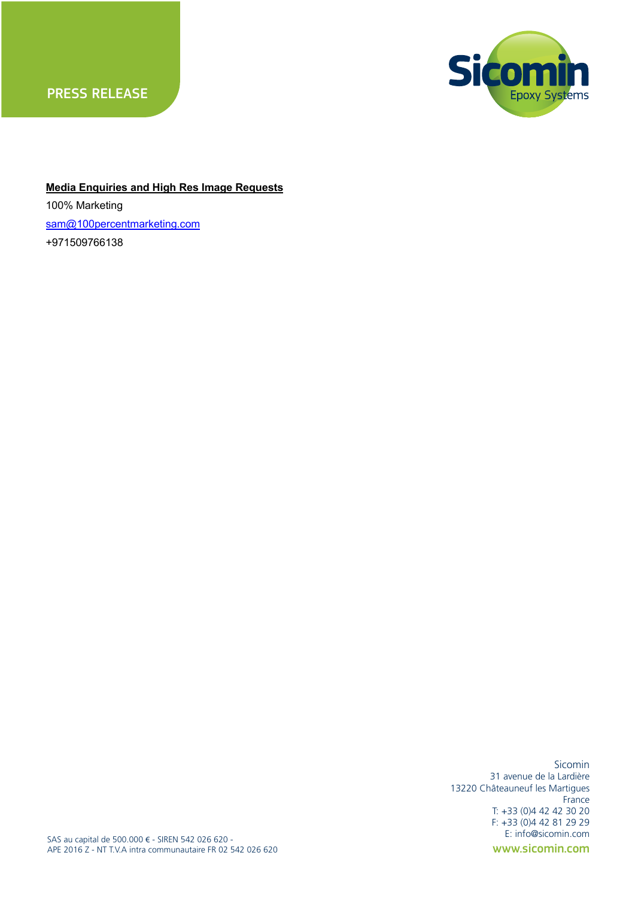**Media Enquiries and High Res Image Requests**

100% Marketing

sam@100percentmarketing.com

+971509766138